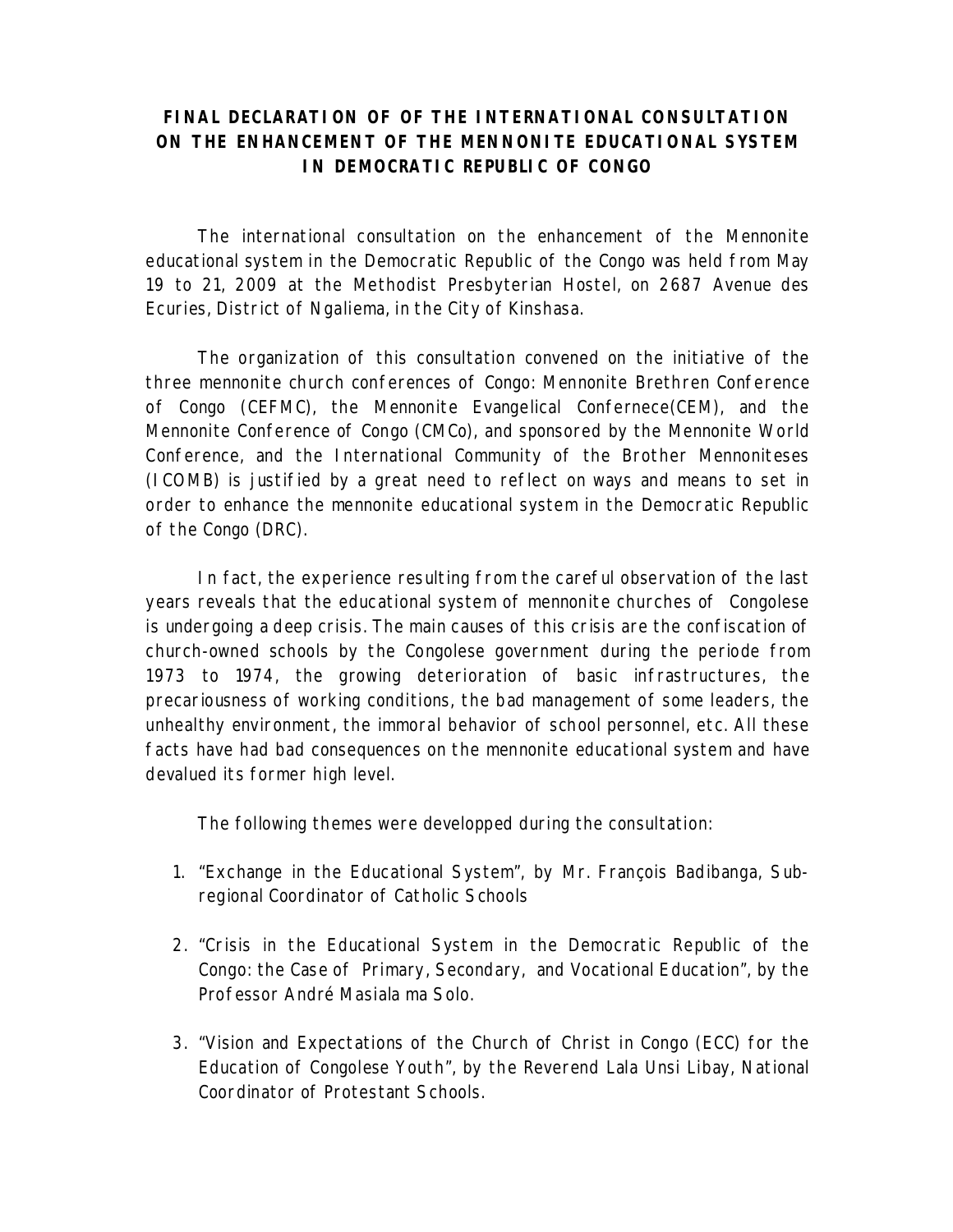# FINAL DECLARATION OF OF THE INTERNATIONAL CONSULTATION ON THE ENHANCEMENT OF THE MENNONITE EDUCATIONAL SYSTEM IN DEMOCRATIC REPUBLIC OF CONGO

The international consultation on the enhancement of the Mennonite educational system in the Democratic Republic of the Congo was held from May 19 to 21, 2009 at the Methodist Presbyterian Hostel, on 2687 Avenue des Ecuries, District of Ngaliema, in the City of Kinshasa.

The organization of this consultation convened on the initiative of the three mennonite church conferences of Congo: Mennonite Brethren Conference of Congo (CEFMC), the Mennonite Evangelical Confernece(CEM), and the Mennonite Conference of Congo (CMCo), and sponsored by the Mennonite World Conference, and the International Community of the Brother Mennoniteses (ICOMB) is justified by a great need to reflect on ways and means to set in order to enhance the mennonite educational system in the Democratic Republic of the Congo (DRC).

In fact, the experience resulting from the careful observation of the last years reveals that the educational system of mennonite churches of Congolese is undergoing a deep crisis. The main causes of this crisis are the confiscation of church-owned schools by the Congolese government during the periode from 1973 to 1974, the growing deterioration of basic infrastructures, the precariousness of working conditions, the bad management of some leaders, the unhealthy environment, the immoral behavior of school personnel, etc. All these facts have had bad consequences on the mennonite educational system and have devalued its former high level.

The following themes were developpped during the consultation:

1. "Exchange in the Educational System", by Mr. François Badibanga, Sub-regional Coordinator of Catholic Schools
2. "Crisis in the Educational System in the Democratic Republic of the Congo: the Case of Primary, Secondary, and Vocational Education", by the Professor André Masiala ma Solo.
3. "Vision and Expectations of the Church of Christ in Congo (ECC) for the Education of Congolese Youth", by the Reverend Lala Unsi Libay, National Coordinator of Protestant Schools.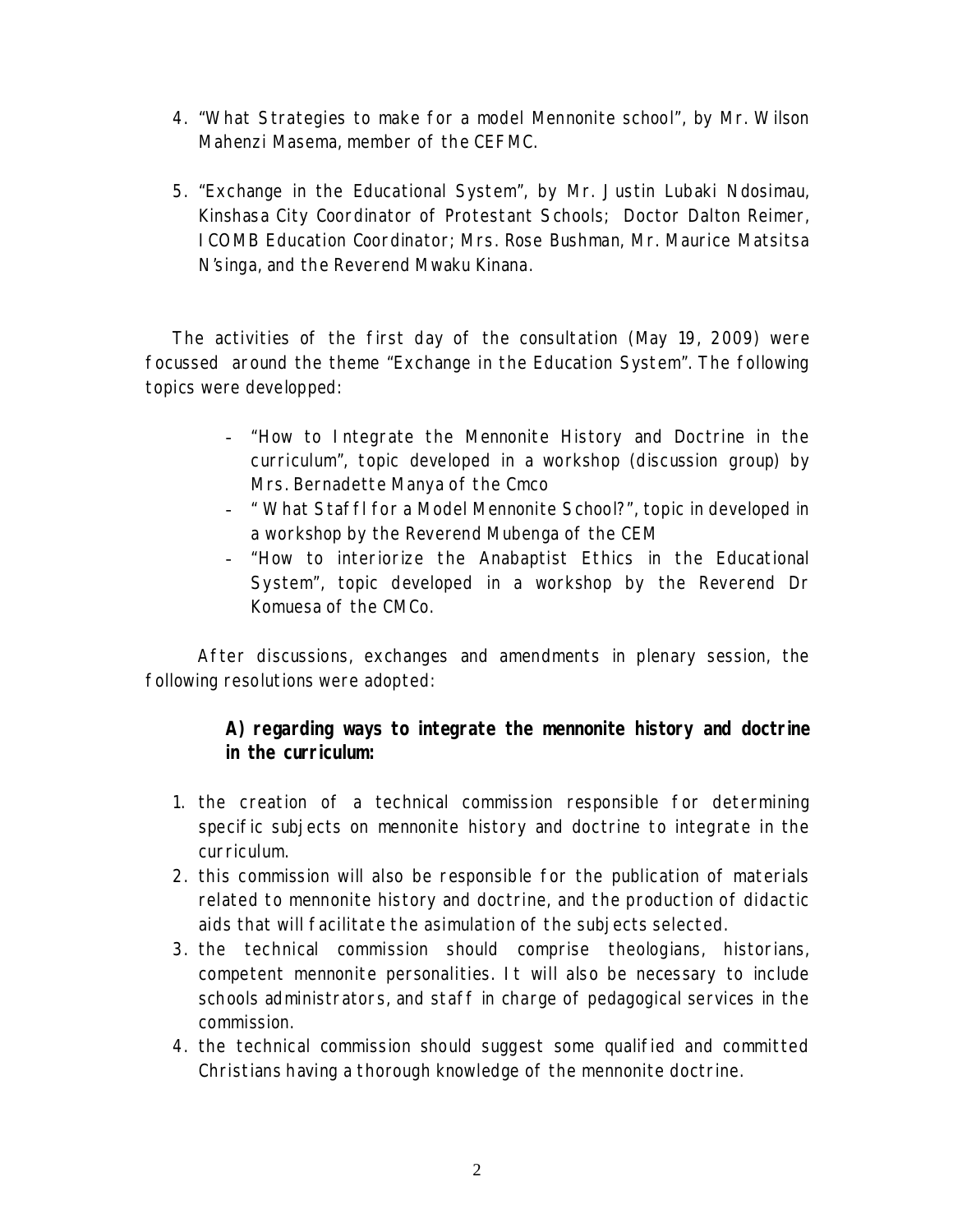4. "What Strategies to make for a model Mennonite school", by Mr. Wilson Mahenzi Masema, member of the CEFMC.

5. "Exchange in the Educational System", by Mr. Justin Lubaki Ndosimau, Kinshasa City Coordinator of Protestant Schools; Doctor Dalton Reimer, ICOMB Education Coordinator; Mrs. Rose Bushman, Mr. Maurice Matsitsa N'singa, and the Reverend Mwaku Kinana.

The activities of the first day of the consultation (May 19, 2009) were focussed around the theme "Exchange in the Education System". The following topics were developped:

- "How to Integrate the Mennonite History and Doctrine in the curriculum", topic developed in a workshop (discussion group) by Mrs. Bernadette Manya of the Cmco
- " What Staff for a Model Mennonite School?", topic in developed in a workshop by the Reverend Mubenga of the CEM
- "How to interiorize the Anabaptist Ethics in the Educational System", topic developed in a workshop by the Reverend Dr Komuesa of the CMCo.

After discussions, exchanges and amendments in plenary session, the following resolutions were adopted:

**A) regarding ways to integrate the mennonite history and doctrine in the curriculum:**

1. the creation of a technical commission responsible for determining specific subjects on mennonite history and doctrine to integrate in the curriculum.
2. this commission will also be responsible for the publication of materials related to mennonite history and doctrine, and the production of didactic aids that will facilitate the asimulation of the subjects selected.
3. the technical commission should comprise theologians, historians, competent mennonite personalities. It will also be necessary to include schools administrators, and staff in charge of pedagogical services in the commission.
4. the technical commission should suggest some qualified and committed Christians having a thorough knowledge of the mennonite doctrine.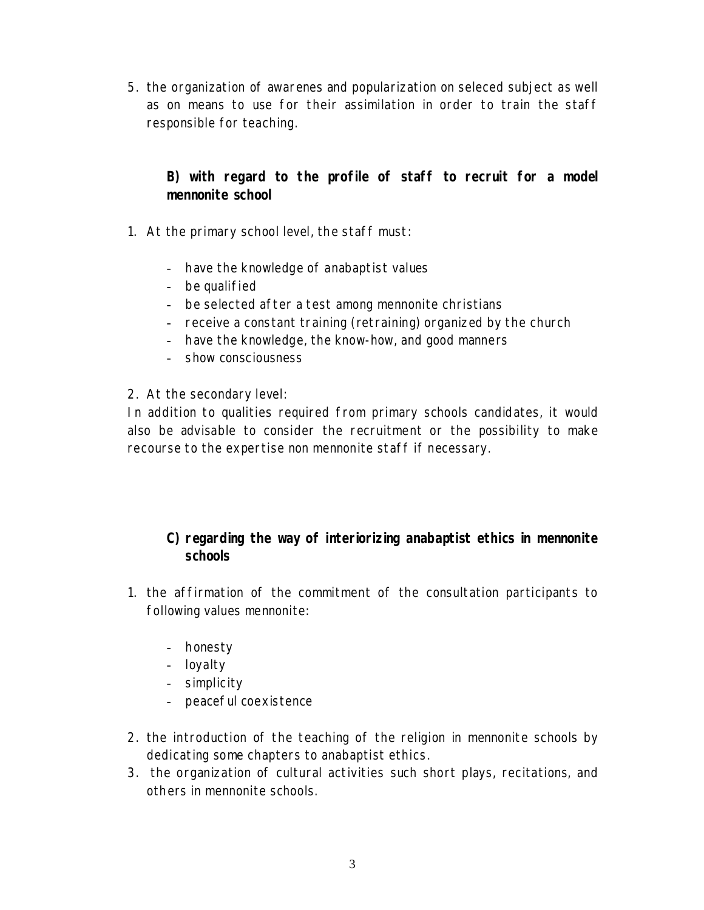5. the organization of awarenes and popularization on seleced subject as well as on means to use for their assimilation in order to train the staff responsible for teaching.

**B) with regard to the profile of staff to recruit for a model mennonite school**

1. At the primary school level, the staff must:

   - have the knowledge of anabaptist values
   - be qualified
   - be selected after a test among mennonite christians
   - receive a constant training (retraining) organized by the church
   - have the knowledge, the know-how, and good manners
   - show consciousness

2. At the secondary level:

In addition to qualities required from primary schools candidates, it would also be advisable to consider the recruitment or the possibility to make recourse to the expertise non mennonite staff if necessary.

**C) regarding the way of interiorizing anabaptist ethics in mennonite schools**

1. the affirmation of the commitment of the consultation participants to following values mennonite:

   - honesty
   - loyalty
   - simplicity
   - peaceful coexistence

2. the introduction of the teaching of the religion in mennonite schools by dedicating some chapters to anabaptist ethics.
3. the organization of cultural activities such short plays, recitations, and others in mennonite schools.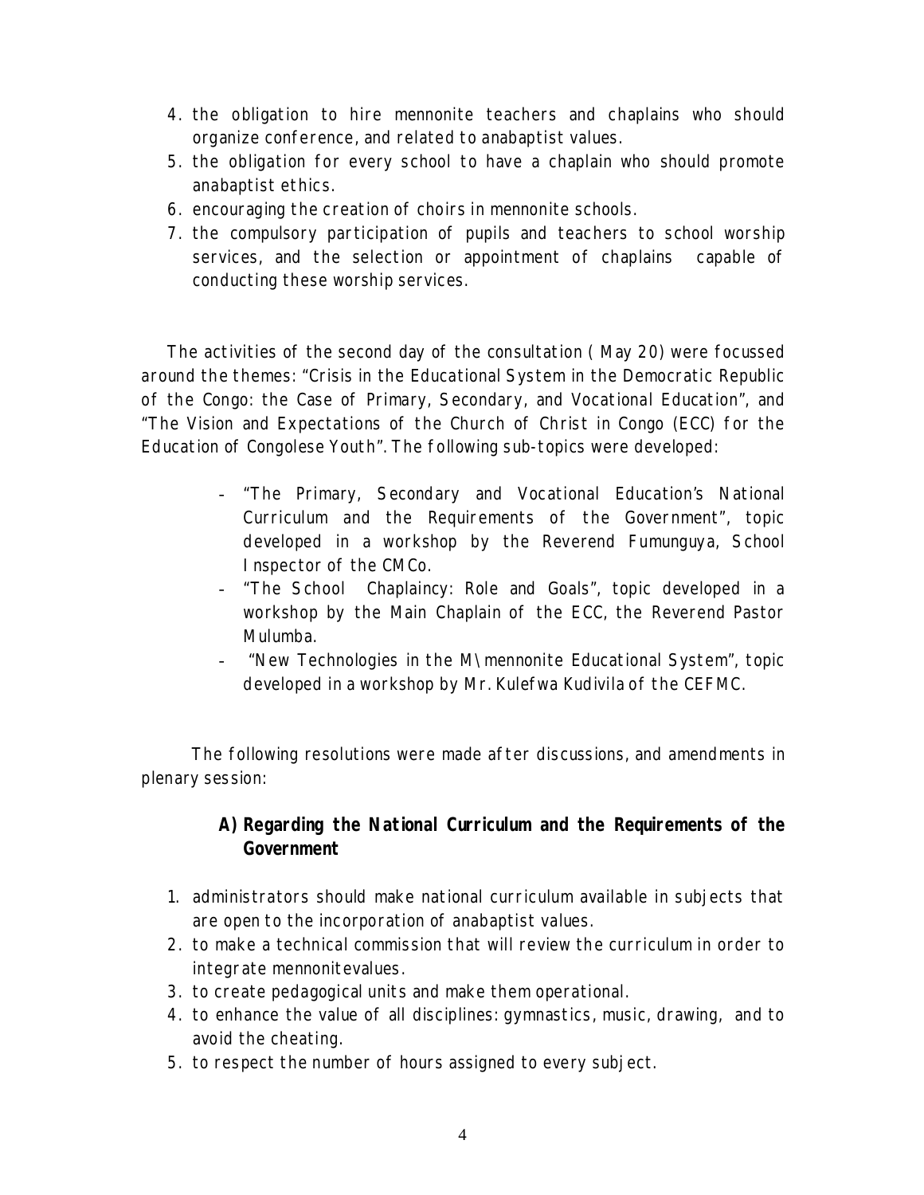4. the obligation to hire mennonite teachers and chaplains who should organize conference, and related to anabaptist values.
5. the obligation for every school to have a chaplain who should promote anabaptist ethics.
6. encouraging the creation of choirs in mennonite schools.
7. the compulsory participation of pupils and teachers to school worship services, and the selection or appointment of chaplains capable of conducting these worship services.

The activities of the second day of the consultation ( May 20) were focussed around the themes: "Crisis in the Educational System in the Democratic Republic of the Congo: the Case of Primary, Secondary, and Vocational Education", and "The Vision and Expectations of the Church of Christ in Congo (ECC) for the Education of Congolese Youth". The following sub-topics were developed:

- "The Primary, Secondary and Vocational Education's National Curriculum and the Requirements of the Government", topic developed in a workshop by the Reverend Fumunguya, School Inspector of the CMCo.
- "The School Chaplaincy: Role and Goals", topic developed in a workshop by the Main Chaplain of the ECC, the Reverend Pastor Mulumba.
- "New Technologies in the M\mennonite Educational System", topic developed in a workshop by Mr. Kulefwa Kudivila of the CEFMC.

The following resolutions were made after discussions, and amendments in plenary session:

### A) Regarding the National Curriculum and the Requirements of the Government

1. administrators should make national curriculum available in subjects that are open to the incorporation of anabaptist values.
2. to make a technical commission that will review the curriculum in order to integrate mennonitevalues.
3. to create pedagogical units and make them operational.
4. to enhance the value of all disciplines: gymnastics, music, drawing, and to avoid the cheating.
5. to respect the number of hours assigned to every subject.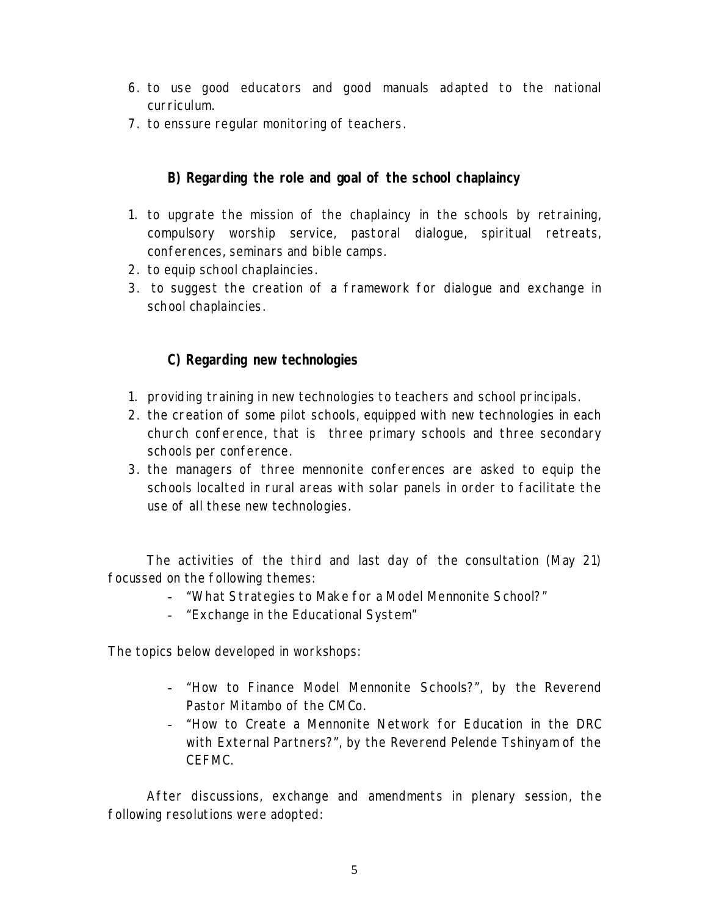6. to use good educators and good manuals adapted to the national curriculum.
7. to enssure regular monitoring of teachers.

### B) Regarding the role and goal of the school chaplaincy

1. to upgrate the mission of the chaplaincy in the schools by retraining, compulsory worship service, pastoral dialogue, spiritual retreats, conferences, seminars and bible camps.
2. to equip school chaplaincies.
3. to suggest the creation of a framework for dialogue and exchange in school chaplaincies.

### C) Regarding new technologies

1. providing training in new technologies to teachers and school principals.
2. the creation of some pilot schools, equipped with new technologies in each church conference, that is three primary schools and three secondary schools per conference.
3. the managers of three mennonite conferences are asked to equip the schools localted in rural areas with solar panels in order to facilitate the use of all these new technologies.

The activities of the third and last day of the consultation (May 21) focussed on the following themes:

- "What Strategies to Make for a Model Mennonite School?"
- "Exchange in the Educational System"

The topics below developed in workshops:

- "How to Finance Model Mennonite Schools?", by the Reverend Pastor Mitambo of the CMCo.
- "How to Create a Mennonite Network for Education in the DRC with External Partners?", by the Reverend Pelende Tshinyam of the CEFMC.

After discussions, exchange and amendments in plenary session, the following resolutions were adopted: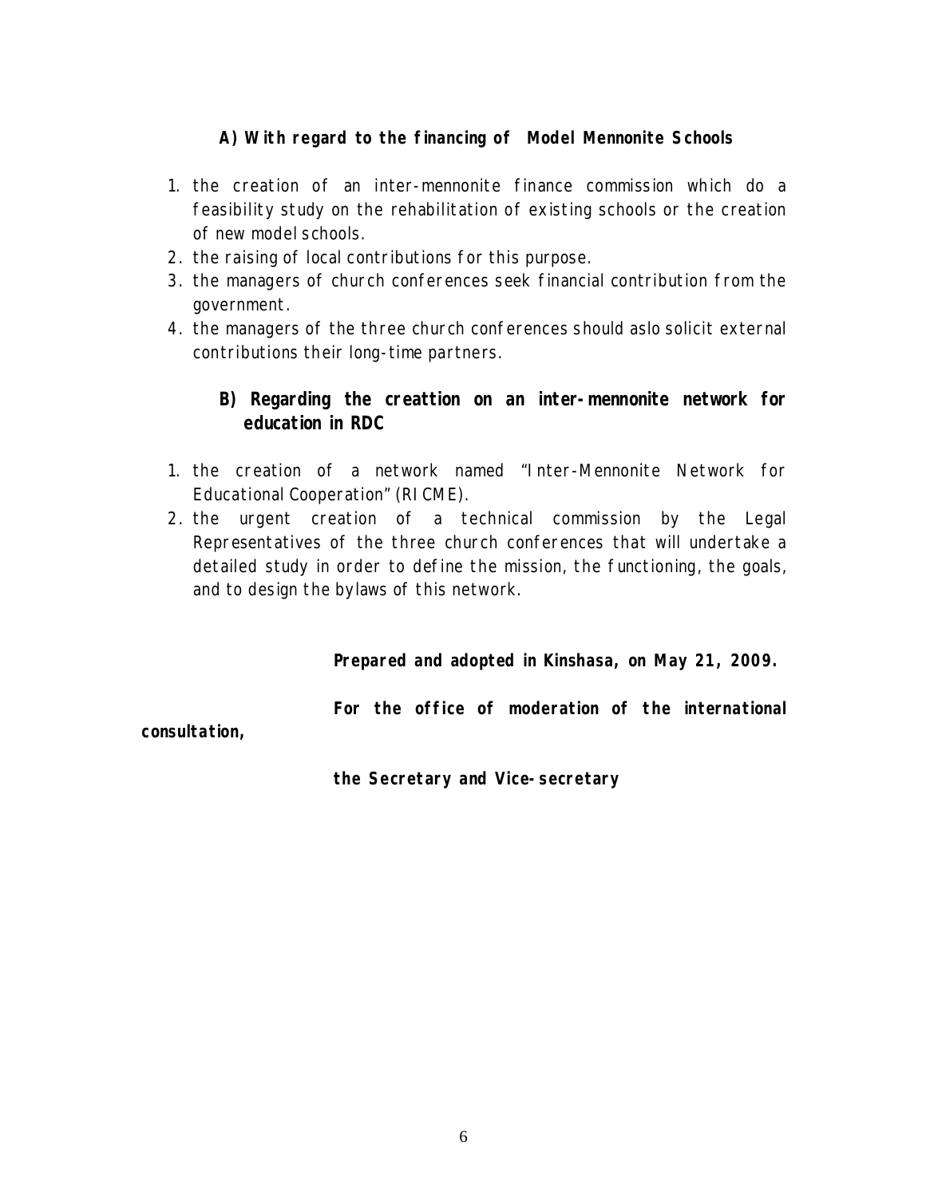**A) With regard to the financing of Model Mennonite Schools**

1. the creation of an inter-mennonite finance commission which do a feasibility study on the rehabilitation of existing schools or the creation of new model schools.
2. the raising of local contributions for this purpose.
3. the managers of church conferences seek financial contribution from the government.
4. the managers of the three church conferences should aslo solicit external contributions their long-time partners.

**B) Regarding the creattion on an inter-mennonite network for education in RDC**

1. the creation of a network named "Inter-Mennonite Network for Educational Cooperation" (RICME).
2. the urgent creation of a technical commission by the Legal Representatives of the three church conferences that will undertake a detailed study in order to define the mission, the functioning, the goals, and to design the bylaws of this network.

**Prepared and adopted in Kinshasa, on May 21, 2009.**

**For the office of moderation of the international consultation,**

**the Secretary and Vice-secretary**